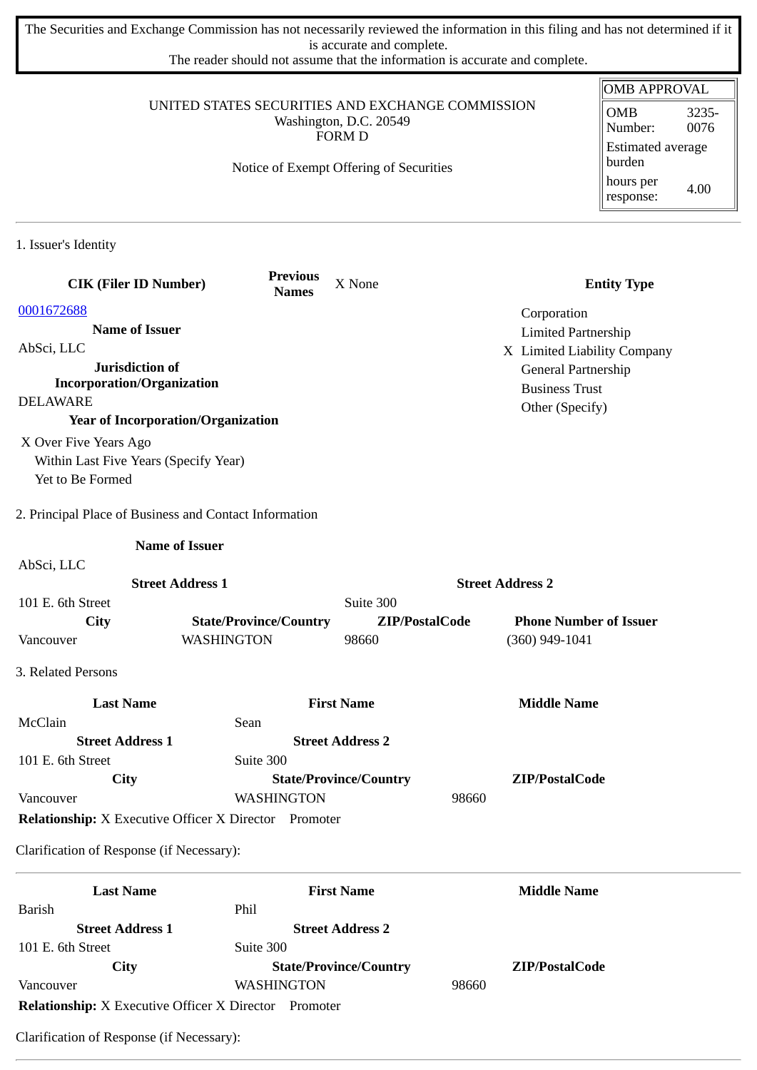The Securities and Exchange Commission has not necessarily reviewed the information in this filing and has not determined if it is accurate and complete.
The reader should not assume that the information is accurate and complete.

| OMB APPROVAL | |
|---|---|
| OMB Number: | 3235-0076 |
| Estimated average burden hours per response: | 4.00 |

UNITED STATES SECURITIES AND EXCHANGE COMMISSION
Washington, D.C. 20549
FORM D

Notice of Exempt Offering of Securities

## 1. Issuer's Identity

| CIK (Filer ID Number) | Previous Names | X None | Entity Type |
|---|---|---|---|
| 0001672688 | | | Corporation |
| **Name of Issuer** | | | Limited Partnership |
| AbSci, LLC | | | X Limited Liability Company |
| **Jurisdiction of Incorporation/Organization** | | | General Partnership |
| DELAWARE | | | Business Trust |
| **Year of Incorporation/Organization** | | | Other (Specify) |

X Over Five Years Ago
Within Last Five Years (Specify Year)
Yet to Be Formed

## 2. Principal Place of Business and Contact Information

| Name of Issuer | | | |
|---|---|---|---|
| AbSci, LLC | | | |
| **Street Address 1** | | **Street Address 2** | |
| 101 E. 6th Street | | Suite 300 | |
| **City** | **State/Province/Country** | **ZIP/PostalCode** | **Phone Number of Issuer** |
| Vancouver | WASHINGTON | 98660 | (360) 949-1041 |

## 3. Related Persons

| Last Name | First Name | Middle Name |
|---|---|---|
| McClain | Sean | |
| **Street Address 1** | **Street Address 2** | |
| 101 E. 6th Street | Suite 300 | |
| **City** | **State/Province/Country** | **ZIP/PostalCode** |
| Vancouver | WASHINGTON | 98660 |

**Relationship:** X Executive Officer X Director Promoter

Clarification of Response (if Necessary):

| Last Name | First Name | Middle Name |
|---|---|---|
| Barish | Phil | |
| **Street Address 1** | **Street Address 2** | |
| 101 E. 6th Street | Suite 300 | |
| **City** | **State/Province/Country** | **ZIP/PostalCode** |
| Vancouver | WASHINGTON | 98660 |

**Relationship:** X Executive Officer X Director Promoter

Clarification of Response (if Necessary):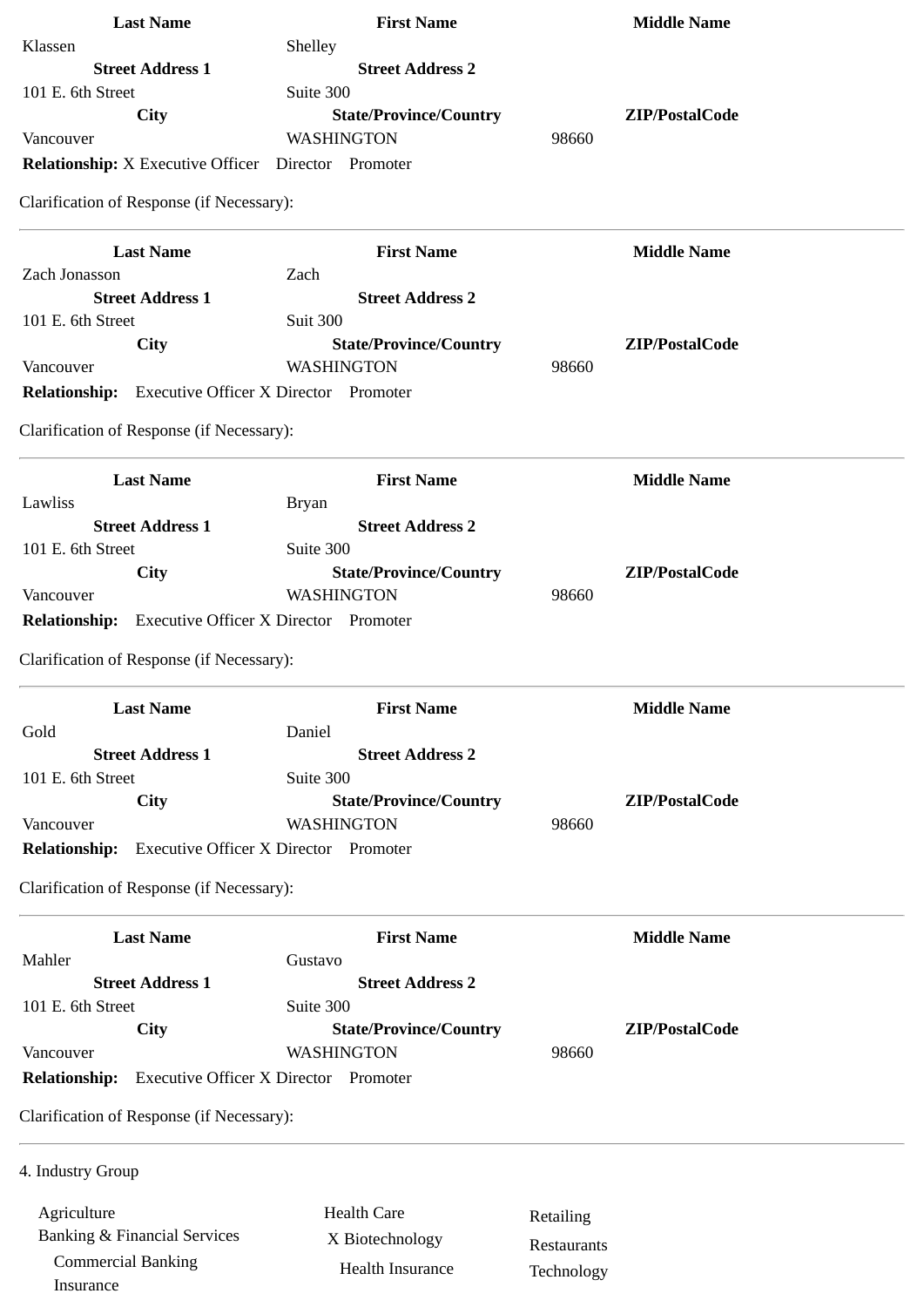| Last Name | First Name | Middle Name |
|---|---|---|
| Klassen | Shelley | |
| **Street Address 1** | **Street Address 2** | |
| 101 E. 6th Street | Suite 300 | |
| **City** | **State/Province/Country** | **ZIP/PostalCode** |
| Vancouver | WASHINGTON | 98660 |

**Relationship:** X Executive Officer Director Promoter

Clarification of Response (if Necessary):

---

| Last Name | First Name | Middle Name |
|---|---|---|
| Zach Jonasson | Zach | |
| **Street Address 1** | **Street Address 2** | |
| 101 E. 6th Street | Suit 300 | |
| **City** | **State/Province/Country** | **ZIP/PostalCode** |
| Vancouver | WASHINGTON | 98660 |

**Relationship:** Executive Officer X Director Promoter

Clarification of Response (if Necessary):

---

| Last Name | First Name | Middle Name |
|---|---|---|
| Lawliss | Bryan | |
| **Street Address 1** | **Street Address 2** | |
| 101 E. 6th Street | Suite 300 | |
| **City** | **State/Province/Country** | **ZIP/PostalCode** |
| Vancouver | WASHINGTON | 98660 |

**Relationship:** Executive Officer X Director Promoter

Clarification of Response (if Necessary):

---

| Last Name | First Name | Middle Name |
|---|---|---|
| Gold | Daniel | |
| **Street Address 1** | **Street Address 2** | |
| 101 E. 6th Street | Suite 300 | |
| **City** | **State/Province/Country** | **ZIP/PostalCode** |
| Vancouver | WASHINGTON | 98660 |

**Relationship:** Executive Officer X Director Promoter

Clarification of Response (if Necessary):

---

| Last Name | First Name | Middle Name |
|---|---|---|
| Mahler | Gustavo | |
| **Street Address 1** | **Street Address 2** | |
| 101 E. 6th Street | Suite 300 | |
| **City** | **State/Province/Country** | **ZIP/PostalCode** |
| Vancouver | WASHINGTON | 98660 |

**Relationship:** Executive Officer X Director Promoter

Clarification of Response (if Necessary):

---

4. Industry Group

| | | |
|---|---|---|
| Agriculture | Health Care | Retailing |
| Banking & Financial Services | X Biotechnology | Restaurants |
| Commercial Banking | Health Insurance | Technology |
| Insurance | | |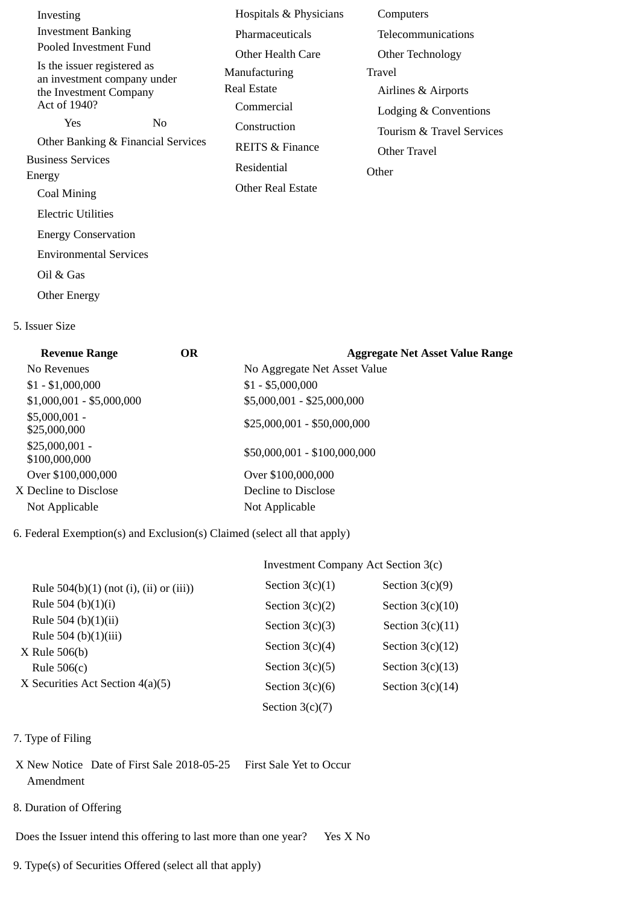Investing

Investment Banking

Pooled Investment Fund

Is the issuer registered as an investment company under the Investment Company Act of 1940?

Yes No

Other Banking & Financial Services

Business Services

Energy

Coal Mining

Electric Utilities

Energy Conservation

Environmental Services

Oil & Gas

Other Energy

Hospitals & Physicians

Pharmaceuticals

Other Health Care

Manufacturing

Real Estate

Commercial

Construction

REITS & Finance

Residential

Other Real Estate

Computers

Telecommunications

Other Technology

Travel

Airlines & Airports

Lodging & Conventions

Tourism & Travel Services

Other Travel

Other

5. Issuer Size

| **Revenue Range** | **OR** | **Aggregate Net Asset Value Range** |
|---|---|---|
| No Revenues | | No Aggregate Net Asset Value |
| $1 - $1,000,000 | | $1 - $5,000,000 |
| $1,000,001 - $5,000,000 | | $5,000,001 - $25,000,000 |
| $5,000,001 - $25,000,000 | | $25,000,001 - $50,000,000 |
| $25,000,001 - $100,000,000 | | $50,000,001 - $100,000,000 |
| Over $100,000,000 | | Over $100,000,000 |
| X Decline to Disclose | | Decline to Disclose |
| Not Applicable | | Not Applicable |

6. Federal Exemption(s) and Exclusion(s) Claimed (select all that apply)

Rule 504(b)(1) (not (i), (ii) or (iii))

Rule 504 (b)(1)(i)

Rule 504 (b)(1)(ii)

Rule 504 (b)(1)(iii)

X Rule 506(b)

Rule 506(c)

X Securities Act Section 4(a)(5)

Investment Company Act Section 3(c)

| | |
|---|---|
| Section 3(c)(1) | Section 3(c)(9) |
| Section 3(c)(2) | Section 3(c)(10) |
| Section 3(c)(3) | Section 3(c)(11) |
| Section 3(c)(4) | Section 3(c)(12) |
| Section 3(c)(5) | Section 3(c)(13) |
| Section 3(c)(6) | Section 3(c)(14) |
| Section 3(c)(7) | |

7. Type of Filing

X New Notice Date of First Sale 2018-05-25 First Sale Yet to Occur

Amendment

8. Duration of Offering

Does the Issuer intend this offering to last more than one year? Yes X No

9. Type(s) of Securities Offered (select all that apply)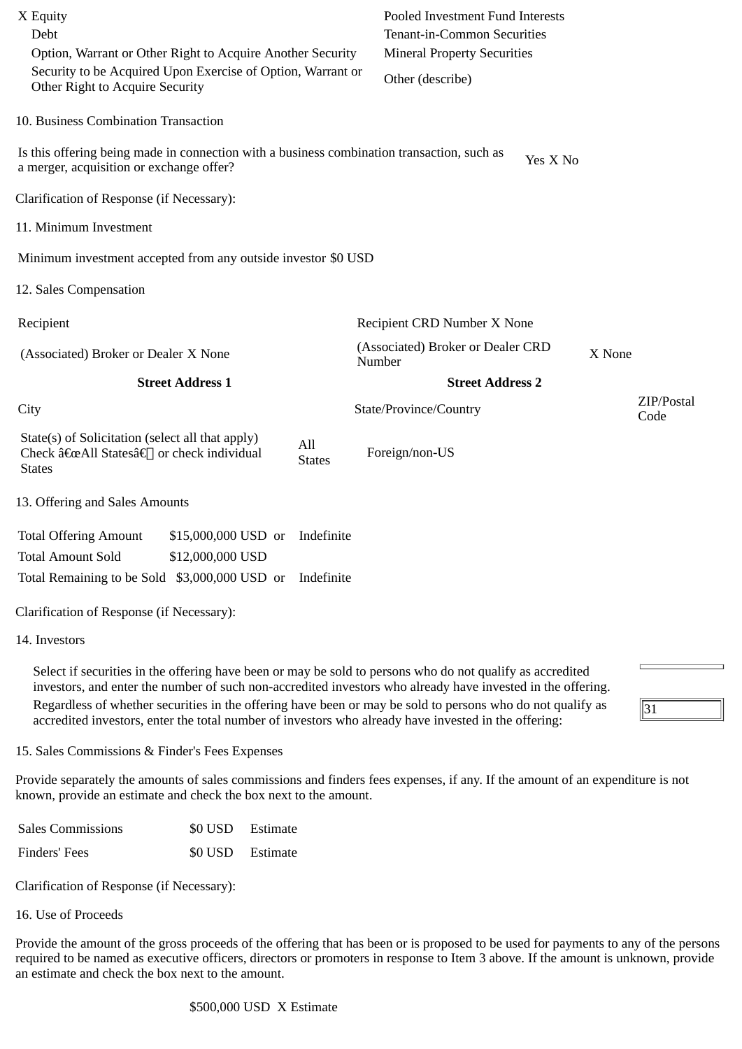| | |
|---|---|
| X Equity | Pooled Investment Fund Interests |
| Debt | Tenant-in-Common Securities |
| Option, Warrant or Other Right to Acquire Another Security | Mineral Property Securities |
| Security to be Acquired Upon Exercise of Option, Warrant or Other Right to Acquire Security | Other (describe) |

10. Business Combination Transaction

| | |
|---|---|
| Is this offering being made in connection with a business combination transaction, such as a merger, acquisition or exchange offer? | Yes X No |

Clarification of Response (if Necessary):

11. Minimum Investment

Minimum investment accepted from any outside investor $0 USD

12. Sales Compensation

| | | | | |
|---|---|---|---|---|
| Recipient | | Recipient CRD Number X None | | |
| (Associated) Broker or Dealer X None | | (Associated) Broker or Dealer CRD Number | X None | |
| **Street Address 1** | | **Street Address 2** | | |
| City | | State/Province/Country | | ZIP/Postal Code |
| State(s) of Solicitation (select all that apply) Check â€œAll Statesâ€ or check individual States | All States | Foreign/non-US | | |

13. Offering and Sales Amounts

| | | | |
|---|---|---|---|
| Total Offering Amount | $15,000,000 USD | or | Indefinite |
| Total Amount Sold | $12,000,000 USD | | |
| Total Remaining to be Sold | $3,000,000 USD | or | Indefinite |

Clarification of Response (if Necessary):

14. Investors

| | |
|---|---|
| Select if securities in the offering have been or may be sold to persons who do not qualify as accredited investors, and enter the number of such non-accredited investors who already have invested in the offering. | |
| Regardless of whether securities in the offering have been or may be sold to persons who do not qualify as accredited investors, enter the total number of investors who already have invested in the offering: | 31 |

15. Sales Commissions & Finder's Fees Expenses

Provide separately the amounts of sales commissions and finders fees expenses, if any. If the amount of an expenditure is not known, provide an estimate and check the box next to the amount.

| | | |
|---|---|---|
| Sales Commissions | $0 USD | Estimate |
| Finders' Fees | $0 USD | Estimate |

Clarification of Response (if Necessary):

16. Use of Proceeds

Provide the amount of the gross proceeds of the offering that has been or is proposed to be used for payments to any of the persons required to be named as executive officers, directors or promoters in response to Item 3 above. If the amount is unknown, provide an estimate and check the box next to the amount.

$500,000 USD X Estimate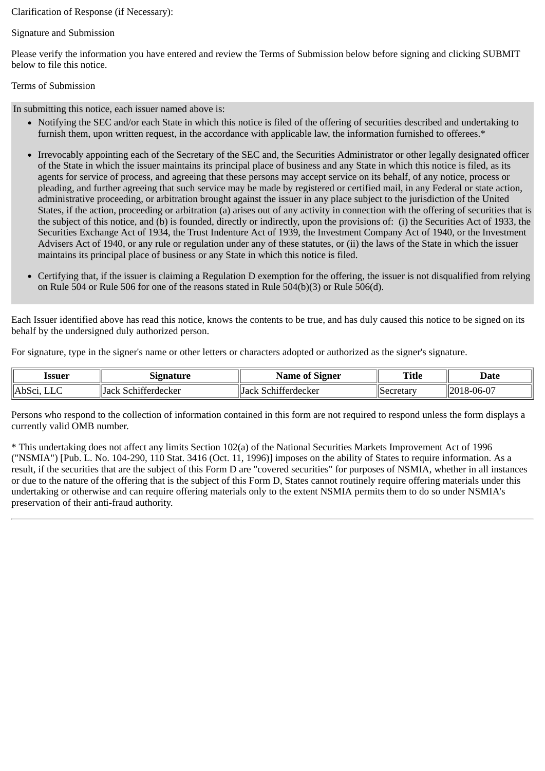Clarification of Response (if Necessary):

Signature and Submission

Please verify the information you have entered and review the Terms of Submission below before signing and clicking SUBMIT below to file this notice.

Terms of Submission

In submitting this notice, each issuer named above is:

- Notifying the SEC and/or each State in which this notice is filed of the offering of securities described and undertaking to furnish them, upon written request, in the accordance with applicable law, the information furnished to offerees.*
- Irrevocably appointing each of the Secretary of the SEC and, the Securities Administrator or other legally designated officer of the State in which the issuer maintains its principal place of business and any State in which this notice is filed, as its agents for service of process, and agreeing that these persons may accept service on its behalf, of any notice, process or pleading, and further agreeing that such service may be made by registered or certified mail, in any Federal or state action, administrative proceeding, or arbitration brought against the issuer in any place subject to the jurisdiction of the United States, if the action, proceeding or arbitration (a) arises out of any activity in connection with the offering of securities that is the subject of this notice, and (b) is founded, directly or indirectly, upon the provisions of: (i) the Securities Act of 1933, the Securities Exchange Act of 1934, the Trust Indenture Act of 1939, the Investment Company Act of 1940, or the Investment Advisers Act of 1940, or any rule or regulation under any of these statutes, or (ii) the laws of the State in which the issuer maintains its principal place of business or any State in which this notice is filed.
- Certifying that, if the issuer is claiming a Regulation D exemption for the offering, the issuer is not disqualified from relying on Rule 504 or Rule 506 for one of the reasons stated in Rule 504(b)(3) or Rule 506(d).

Each Issuer identified above has read this notice, knows the contents to be true, and has duly caused this notice to be signed on its behalf by the undersigned duly authorized person.

For signature, type in the signer's name or other letters or characters adopted or authorized as the signer's signature.

| Issuer | Signature | Name of Signer | Title | Date |
|---|---|---|---|---|
| AbSci, LLC | Jack Schifferdecker | Jack Schifferdecker | Secretary | 2018-06-07 |

Persons who respond to the collection of information contained in this form are not required to respond unless the form displays a currently valid OMB number.

* This undertaking does not affect any limits Section 102(a) of the National Securities Markets Improvement Act of 1996 ("NSMIA") [Pub. L. No. 104-290, 110 Stat. 3416 (Oct. 11, 1996)] imposes on the ability of States to require information. As a result, if the securities that are the subject of this Form D are "covered securities" for purposes of NSMIA, whether in all instances or due to the nature of the offering that is the subject of this Form D, States cannot routinely require offering materials under this undertaking or otherwise and can require offering materials only to the extent NSMIA permits them to do so under NSMIA's preservation of their anti-fraud authority.